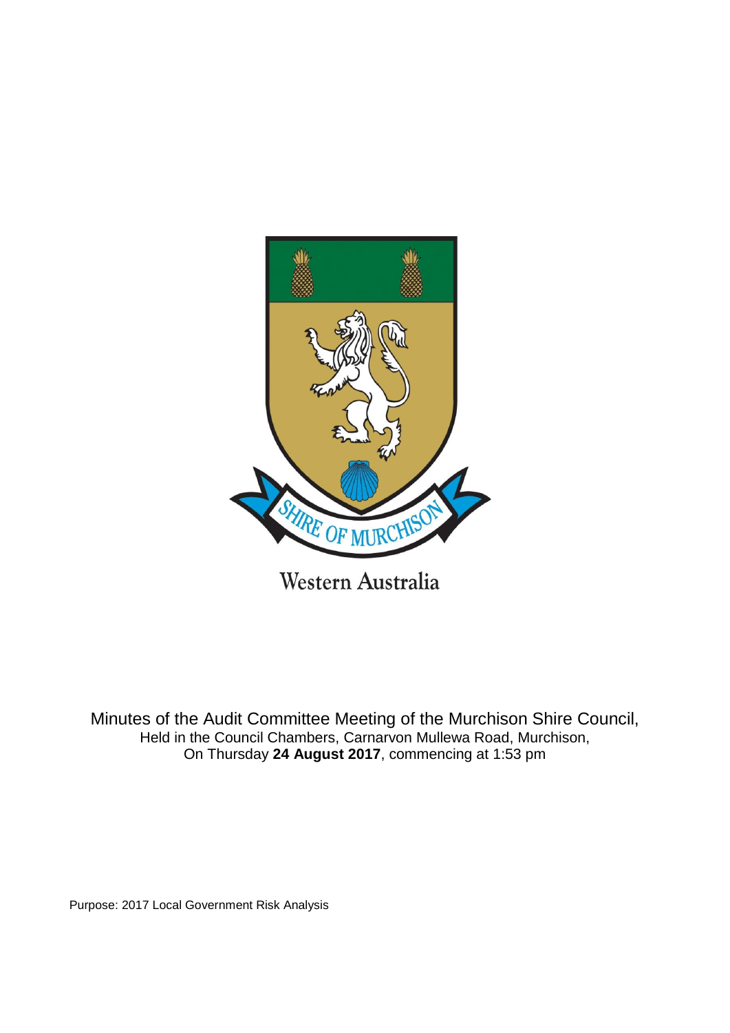SHIRE OF MURCHISON

Western Australia

Minutes of the Audit Committee Meeting of the Murchison Shire Council,
Held in the Council Chambers, Carnarvon Mullewa Road, Murchison,
On Thursday **24 August 2017**, commencing at 1:53 pm

Purpose: 2017 Local Government Risk Analysis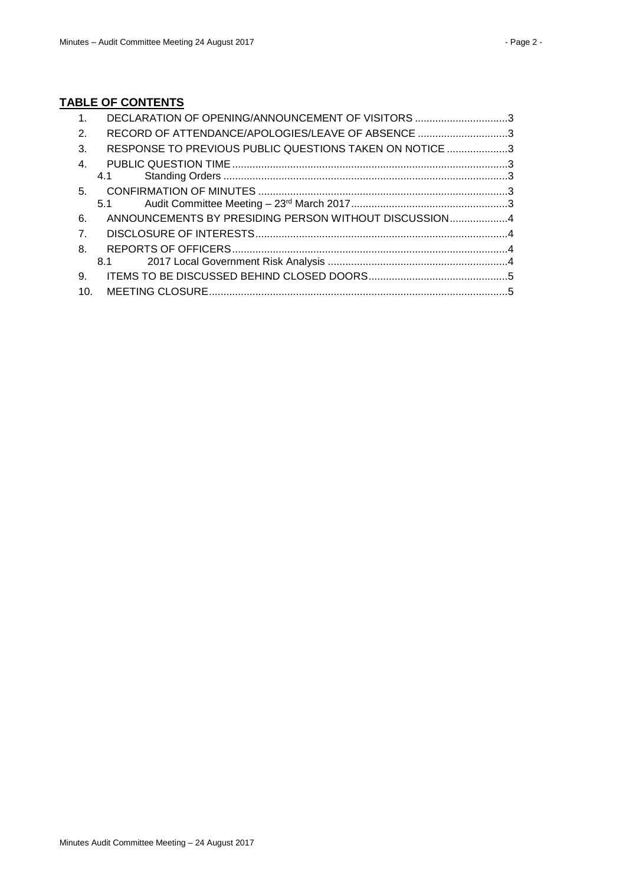## TABLE OF CONTENTS

1. DECLARATION OF OPENING/ANNOUNCEMENT OF VISITORS ................................3
2. RECORD OF ATTENDANCE/APOLOGIES/LEAVE OF ABSENCE ...............................3
3. RESPONSE TO PREVIOUS PUBLIC QUESTIONS TAKEN ON NOTICE .....................3
4. PUBLIC QUESTION TIME ..............................................................................................3
   - 4.1 Standing Orders ..................................................................................................3
5. CONFIRMATION OF MINUTES .....................................................................................3
   - 5.1 Audit Committee Meeting – 23rd March 2017......................................................3
6. ANNOUNCEMENTS BY PRESIDING PERSON WITHOUT DISCUSSION....................4
7. DISCLOSURE OF INTERESTS.......................................................................................4
8. REPORTS OF OFFICERS...............................................................................................4
   - 8.1 2017 Local Government Risk Analysis ..............................................................4
9. ITEMS TO BE DISCUSSED BEHIND CLOSED DOORS................................................5
10. MEETING CLOSURE.......................................................................................................5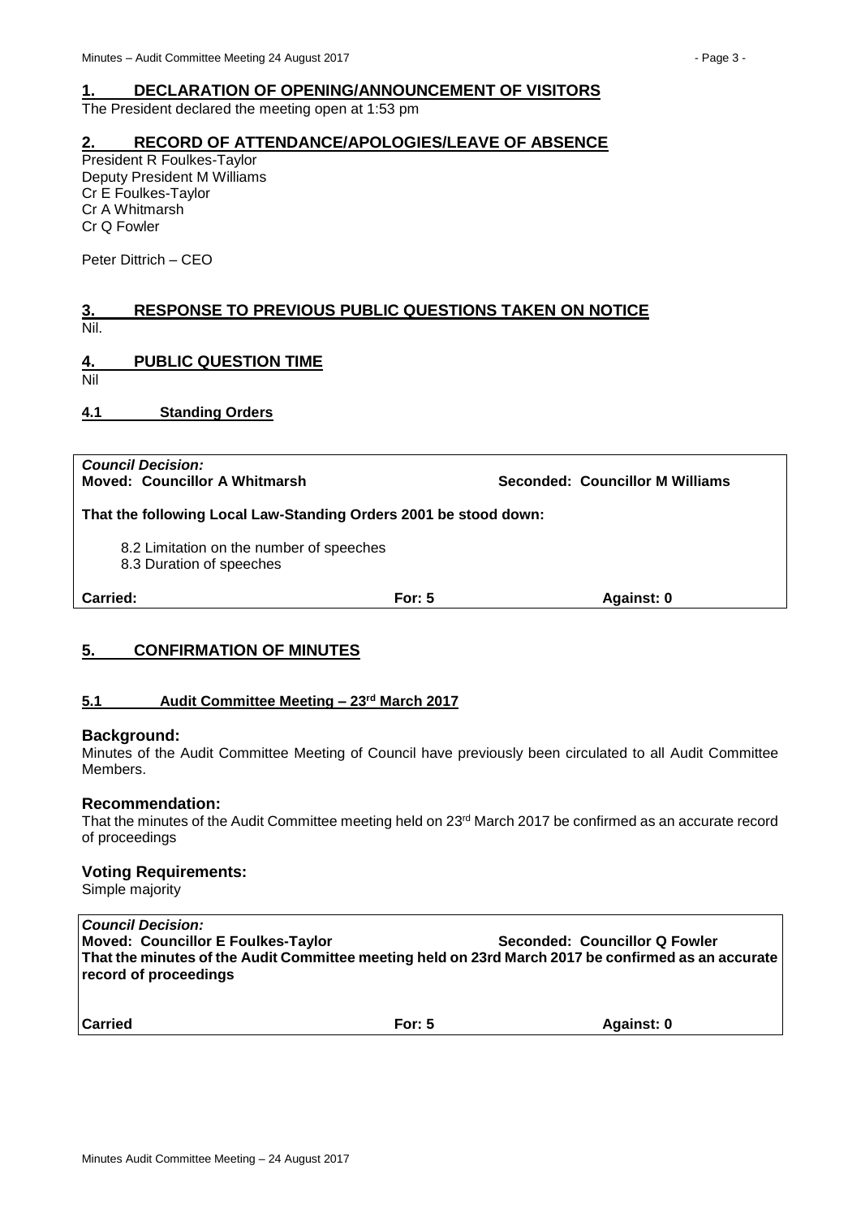## 1. DECLARATION OF OPENING/ANNOUNCEMENT OF VISITORS

The President declared the meeting open at 1:53 pm

## 2. RECORD OF ATTENDANCE/APOLOGIES/LEAVE OF ABSENCE

President R Foulkes-Taylor
Deputy President M Williams
Cr E Foulkes-Taylor
Cr A Whitmarsh
Cr Q Fowler

Peter Dittrich – CEO

## 3. RESPONSE TO PREVIOUS PUBLIC QUESTIONS TAKEN ON NOTICE

Nil.

## 4. PUBLIC QUESTION TIME

Nil

### 4.1 Standing Orders

***Council Decision:***
**Moved: Councillor A Whitmarsh** **Seconded: Councillor M Williams**

**That the following Local Law-Standing Orders 2001 be stood down:**

8.2 Limitation on the number of speeches
8.3 Duration of speeches

| **Carried:** | **For: 5** | **Against: 0** |
|---|---|---|

## 5. CONFIRMATION OF MINUTES

### 5.1 Audit Committee Meeting – 23rd March 2017

**Background:**
Minutes of the Audit Committee Meeting of Council have previously been circulated to all Audit Committee Members.

**Recommendation:**
That the minutes of the Audit Committee meeting held on 23rd March 2017 be confirmed as an accurate record of proceedings

**Voting Requirements:**
Simple majority

***Council Decision:***
**Moved: Councillor E Foulkes-Taylor** **Seconded: Councillor Q Fowler**
**That the minutes of the Audit Committee meeting held on 23rd March 2017 be confirmed as an accurate record of proceedings**

| **Carried** | **For: 5** | **Against: 0** |
|---|---|---|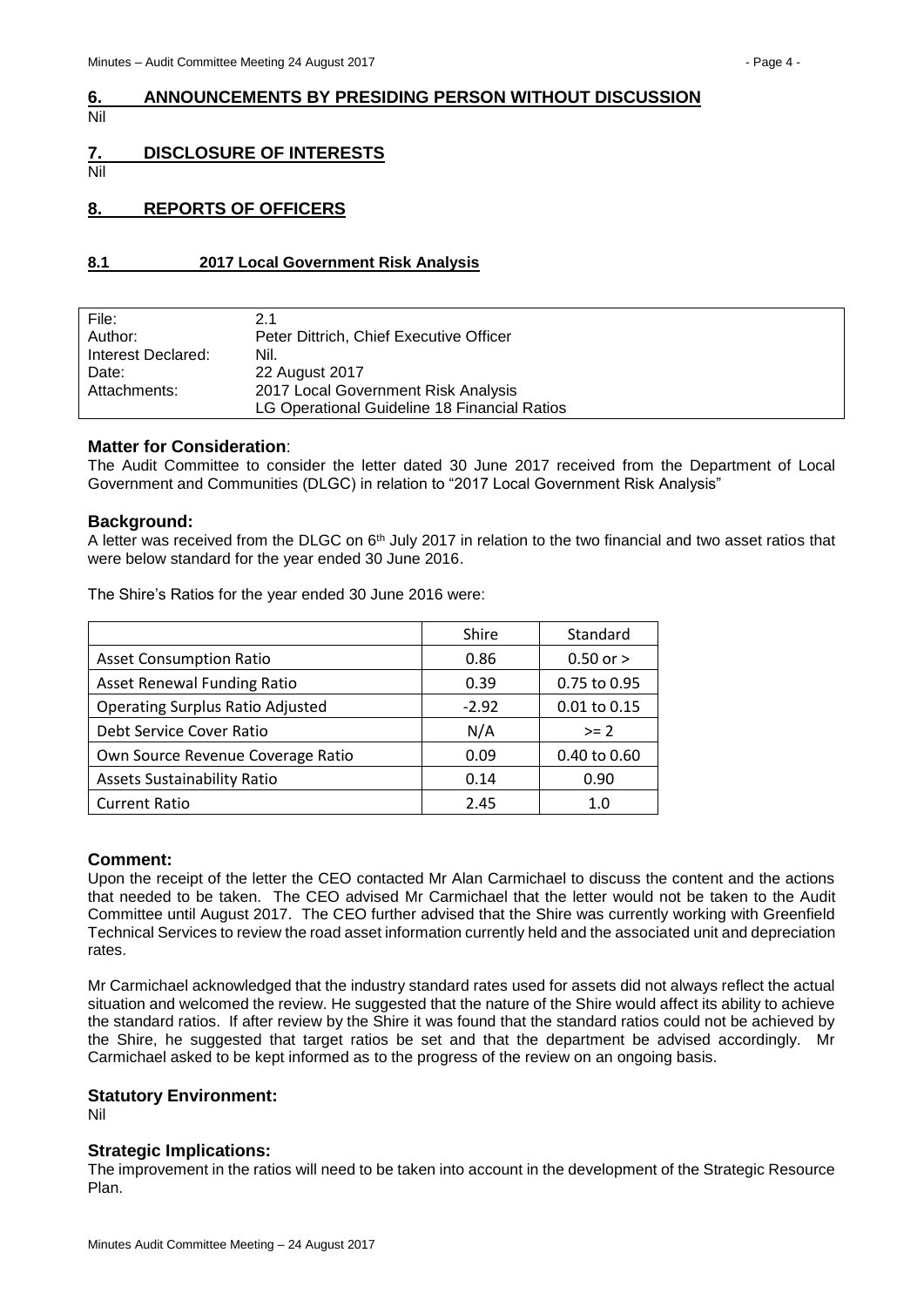## 6. ANNOUNCEMENTS BY PRESIDING PERSON WITHOUT DISCUSSION

Nil

## 7. DISCLOSURE OF INTERESTS

Nil

## 8. REPORTS OF OFFICERS

### 8.1 2017 Local Government Risk Analysis

| | |
|---|---|
| File: | 2.1 |
| Author: | Peter Dittrich, Chief Executive Officer |
| Interest Declared: | Nil. |
| Date: | 22 August 2017 |
| Attachments: | 2017 Local Government Risk Analysis<br>LG Operational Guideline 18 Financial Ratios |

#### Matter for Consideration:

The Audit Committee to consider the letter dated 30 June 2017 received from the Department of Local Government and Communities (DLGC) in relation to "2017 Local Government Risk Analysis"

#### Background:

A letter was received from the DLGC on 6th July 2017 in relation to the two financial and two asset ratios that were below standard for the year ended 30 June 2016.

The Shire's Ratios for the year ended 30 June 2016 were:

| | Shire | Standard |
|---|---|---|
| Asset Consumption Ratio | 0.86 | 0.50 or > |
| Asset Renewal Funding Ratio | 0.39 | 0.75 to 0.95 |
| Operating Surplus Ratio Adjusted | -2.92 | 0.01 to 0.15 |
| Debt Service Cover Ratio | N/A | >= 2 |
| Own Source Revenue Coverage Ratio | 0.09 | 0.40 to 0.60 |
| Assets Sustainability Ratio | 0.14 | 0.90 |
| Current Ratio | 2.45 | 1.0 |

#### Comment:

Upon the receipt of the letter the CEO contacted Mr Alan Carmichael to discuss the content and the actions that needed to be taken. The CEO advised Mr Carmichael that the letter would not be taken to the Audit Committee until August 2017. The CEO further advised that the Shire was currently working with Greenfield Technical Services to review the road asset information currently held and the associated unit and depreciation rates.

Mr Carmichael acknowledged that the industry standard rates used for assets did not always reflect the actual situation and welcomed the review. He suggested that the nature of the Shire would affect its ability to achieve the standard ratios. If after review by the Shire it was found that the standard ratios could not be achieved by the Shire, he suggested that target ratios be set and that the department be advised accordingly. Mr Carmichael asked to be kept informed as to the progress of the review on an ongoing basis.

#### Statutory Environment:

Nil

#### Strategic Implications:

The improvement in the ratios will need to be taken into account in the development of the Strategic Resource Plan.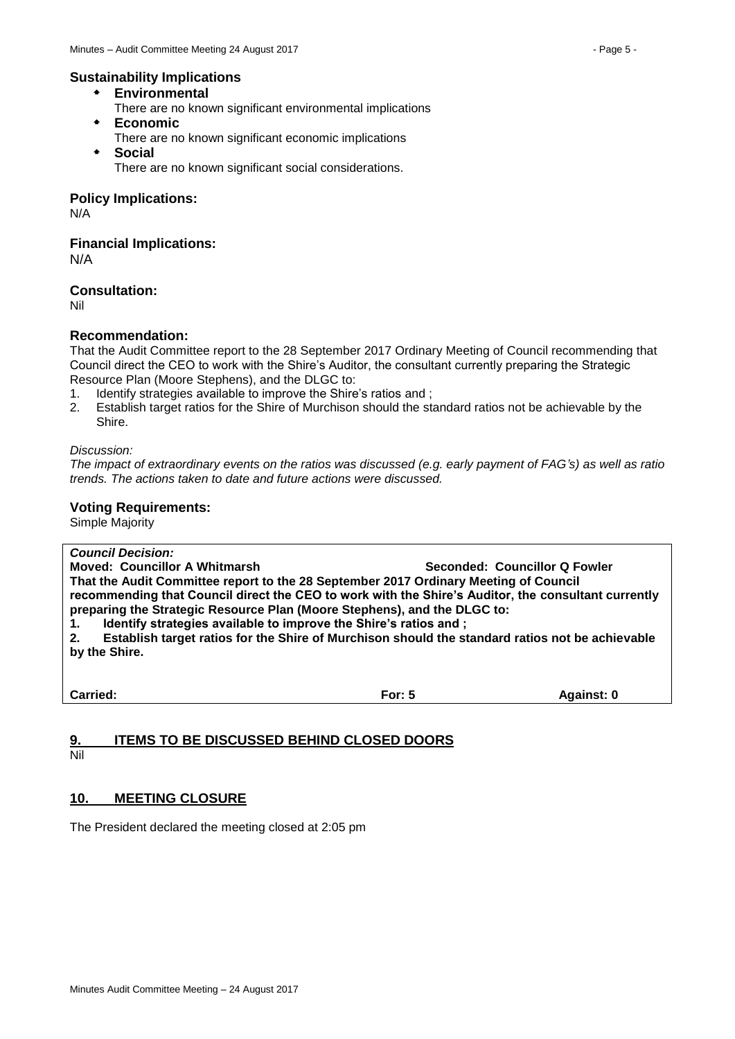### Sustainability Implications

- **Environmental**
  There are no known significant environmental implications
- **Economic**
  There are no known significant economic implications
- **Social**
  There are no known significant social considerations.

### Policy Implications:

N/A

### Financial Implications:

N/A

### Consultation:

Nil

### Recommendation:

That the Audit Committee report to the 28 September 2017 Ordinary Meeting of Council recommending that Council direct the CEO to work with the Shire's Auditor, the consultant currently preparing the Strategic Resource Plan (Moore Stephens), and the DLGC to:

1. Identify strategies available to improve the Shire's ratios and ;
2. Establish target ratios for the Shire of Murchison should the standard ratios not be achievable by the Shire.

*Discussion:*

*The impact of extraordinary events on the ratios was discussed (e.g. early payment of FAG's) as well as ratio trends. The actions taken to date and future actions were discussed.*

### Voting Requirements:

Simple Majority

***Council Decision:***

**Moved: Councillor A Whitmarsh** **Seconded: Councillor Q Fowler**

**That the Audit Committee report to the 28 September 2017 Ordinary Meeting of Council recommending that Council direct the CEO to work with the Shire's Auditor, the consultant currently preparing the Strategic Resource Plan (Moore Stephens), and the DLGC to:**

1. **Identify strategies available to improve the Shire's ratios and ;**
2. **Establish target ratios for the Shire of Murchison should the standard ratios not be achievable by the Shire.**

**Carried:** **For: 5** **Against: 0**

## 9. ITEMS TO BE DISCUSSED BEHIND CLOSED DOORS

Nil

## 10. MEETING CLOSURE

The President declared the meeting closed at 2:05 pm